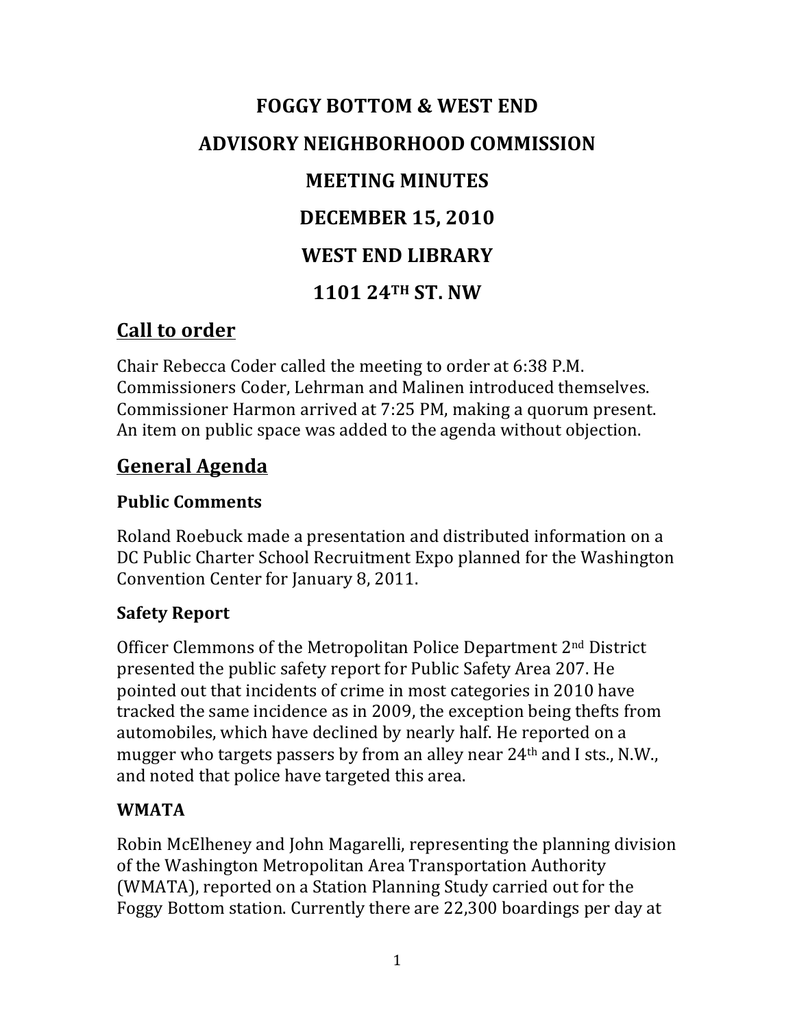# FOGGY BOTTOM & WEST END

# ADVISORY NEIGHBORHOOD COMMISSION

# MEETING MINUTES

# DECEMBER 15, 2010

# WEST END LIBRARY

# 1101 24TH ST. NW

## Call to order

Chair Rebecca Coder called the meeting to order at 6:38 P.M. Commissioners Coder, Lehrman and Malinen introduced themselves. Commissioner Harmon arrived at 7:25 PM, making a quorum present. An item on public space was added to the agenda without objection.

## General Agenda

### Public Comments

Roland Roebuck made a presentation and distributed information on a DC Public Charter School Recruitment Expo planned for the Washington Convention Center for January 8, 2011.

### Safety Report

Officer Clemmons of the Metropolitan Police Department 2nd District presented the public safety report for Public Safety Area 207. He pointed out that incidents of crime in most categories in 2010 have tracked the same incidence as in 2009, the exception being thefts from automobiles, which have declined by nearly half. He reported on a mugger who targets passers by from an alley near 24th and I sts., N.W., and noted that police have targeted this area.

### WMATA

Robin McElheney and John Magarelli, representing the planning division of the Washington Metropolitan Area Transportation Authority (WMATA), reported on a Station Planning Study carried out for the Foggy Bottom station. Currently there are 22,300 boardings per day at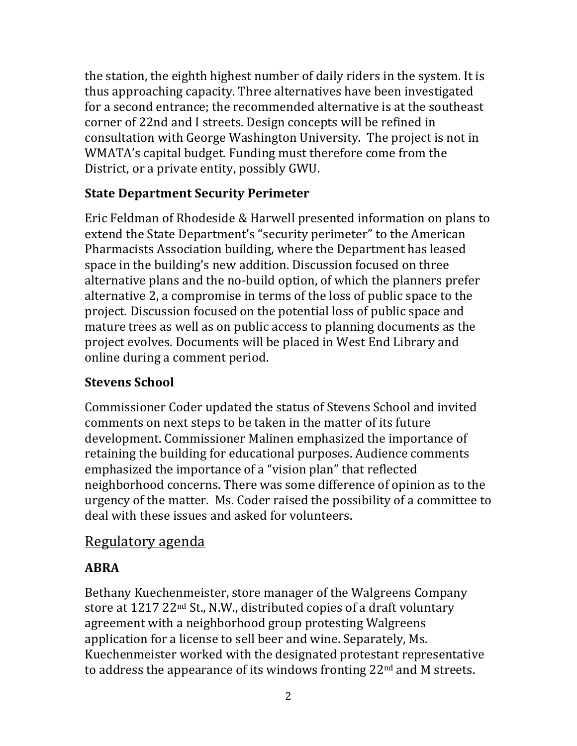the station, the eighth highest number of daily riders in the system. It is thus approaching capacity. Three alternatives have been investigated for a second entrance; the recommended alternative is at the southeast corner of 22nd and I streets. Design concepts will be refined in consultation with George Washington University. The project is not in WMATA's capital budget. Funding must therefore come from the District, or a private entity, possibly GWU.

### State Department Security Perimeter

Eric Feldman of Rhodeside & Harwell presented information on plans to extend the State Department's "security perimeter" to the American Pharmacists Association building, where the Department has leased space in the building's new addition. Discussion focused on three alternative plans and the no-build option, of which the planners prefer alternative 2, a compromise in terms of the loss of public space to the project. Discussion focused on the potential loss of public space and mature trees as well as on public access to planning documents as the project evolves. Documents will be placed in West End Library and online during a comment period.

### Stevens School

Commissioner Coder updated the status of Stevens School and invited comments on next steps to be taken in the matter of its future development. Commissioner Malinen emphasized the importance of retaining the building for educational purposes. Audience comments emphasized the importance of a "vision plan" that reflected neighborhood concerns. There was some difference of opinion as to the urgency of the matter. Ms. Coder raised the possibility of a committee to deal with these issues and asked for volunteers.

## Regulatory agenda

### ABRA

Bethany Kuechenmeister, store manager of the Walgreens Company store at 1217 22nd St., N.W., distributed copies of a draft voluntary agreement with a neighborhood group protesting Walgreens application for a license to sell beer and wine. Separately, Ms. Kuechenmeister worked with the designated protestant representative to address the appearance of its windows fronting 22nd and M streets.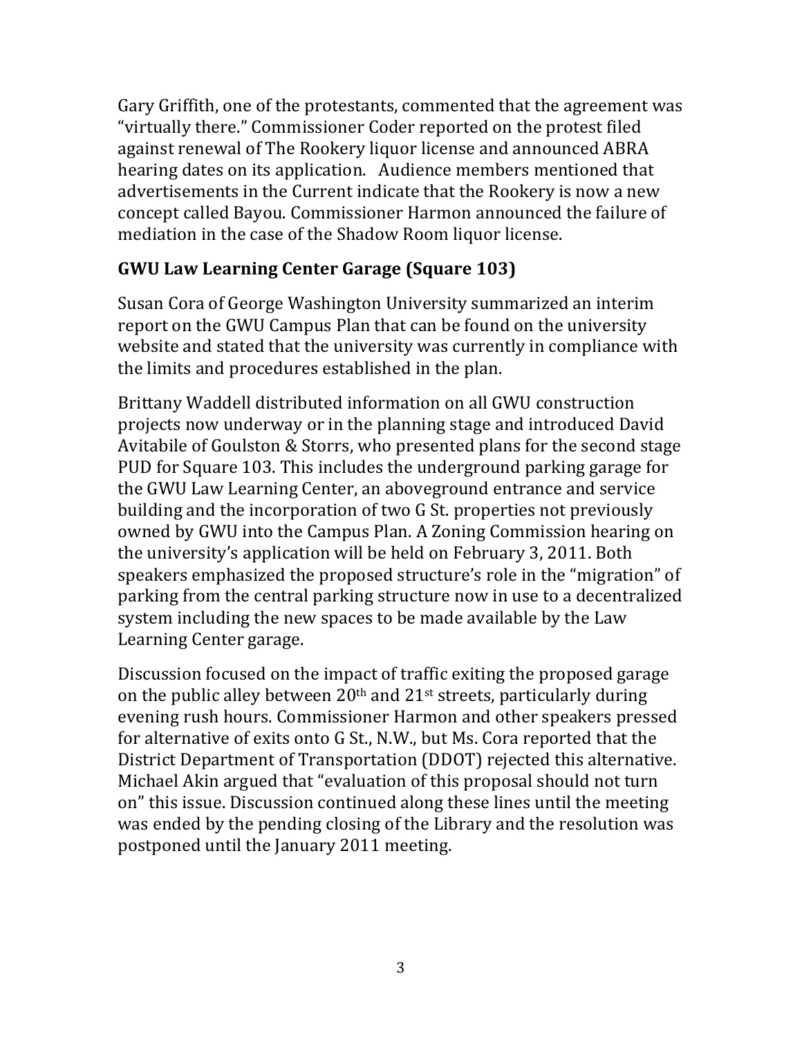Gary Griffith, one of the protestants, commented that the agreement was "virtually there." Commissioner Coder reported on the protest filed against renewal of The Rookery liquor license and announced ABRA hearing dates on its application. Audience members mentioned that advertisements in the Current indicate that the Rookery is now a new concept called Bayou. Commissioner Harmon announced the failure of mediation in the case of the Shadow Room liquor license.

## GWU Law Learning Center Garage (Square 103)

Susan Cora of George Washington University summarized an interim report on the GWU Campus Plan that can be found on the university website and stated that the university was currently in compliance with the limits and procedures established in the plan.

Brittany Waddell distributed information on all GWU construction projects now underway or in the planning stage and introduced David Avitabile of Goulston & Storrs, who presented plans for the second stage PUD for Square 103. This includes the underground parking garage for the GWU Law Learning Center, an aboveground entrance and service building and the incorporation of two G St. properties not previously owned by GWU into the Campus Plan. A Zoning Commission hearing on the university's application will be held on February 3, 2011. Both speakers emphasized the proposed structure's role in the "migration" of parking from the central parking structure now in use to a decentralized system including the new spaces to be made available by the Law Learning Center garage.

Discussion focused on the impact of traffic exiting the proposed garage on the public alley between 20th and 21st streets, particularly during evening rush hours. Commissioner Harmon and other speakers pressed for alternative of exits onto G St., N.W., but Ms. Cora reported that the District Department of Transportation (DDOT) rejected this alternative. Michael Akin argued that "evaluation of this proposal should not turn on" this issue. Discussion continued along these lines until the meeting was ended by the pending closing of the Library and the resolution was postponed until the January 2011 meeting.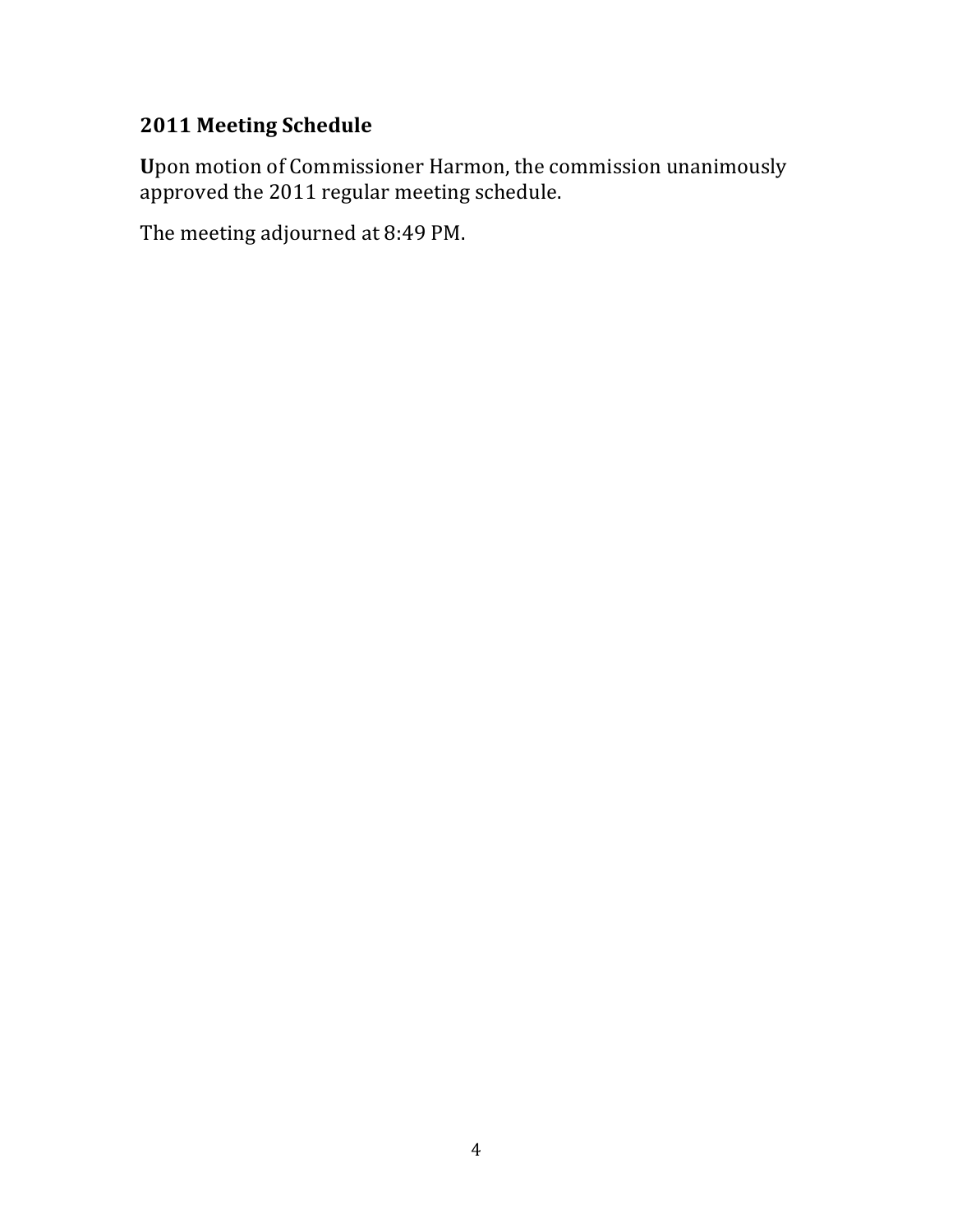## 2011 Meeting Schedule

**U**pon motion of Commissioner Harmon, the commission unanimously approved the 2011 regular meeting schedule.

The meeting adjourned at 8:49 PM.